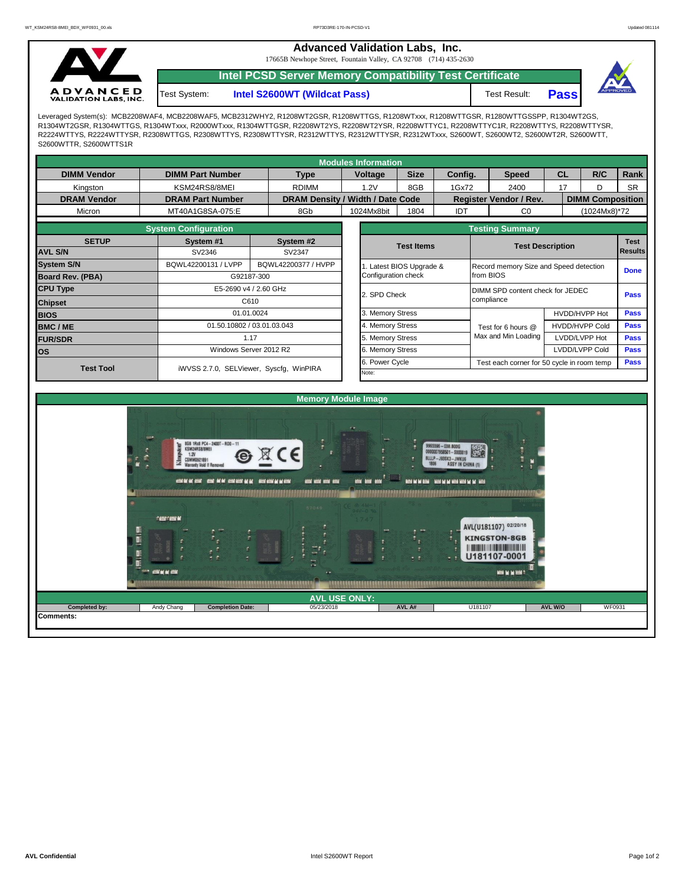# Advanced Validation Labs, Inc.

17665B Newhope Street, Fountain Valley, CA 92708 (714) 435-2630

## Intel PCSD Server Memory Compatibility Test Certificate

Test System: **Intel S2600WT (Wildcat Pass)** Test Result: **Pass**

Leveraged System(s): MCB2208WAF4, MCB2208WAF5, MCB2312WHY2, R1208WT2GSR, R1208WTTGS, R1208WTxxx, R1208WTTGSR, R1280WTTGSSPP, R1304WT2GS, R1304WT2GSR, R1304WTTGS, R1304WTxxx, R2000WTxxx, R1304WTTGSR, R2208WT2YS, R2208WT2YSR, R2208WTTYC1, R2208WTTYC1R, R2208WTTYS, R2208WTTYSR, R2224WTTYS, R2224WTTYSR, R2308WTTGS, R2308WTTYS, R2308WTTYSR, R2312WTTYS, R2312WTTYSR, R2312WTxxx, S2600WT, S2600WT2, S2600WT2R, S2600WTT, S2600WTTR, S2600WTTS1R

## Modules Information

| DIMM Vendor | DIMM Part Number | Type | Voltage | Size | Config. | Speed | CL | R/C | Rank |
|---|---|---|---|---|---|---|---|---|---|
| Kingston | KSM24RS8/8MEI | RDIMM | 1.2V | 8GB | 1Gx72 | 2400 | 17 | D | SR |
| **DRAM Vendor** | **DRAM Part Number** | **DRAM Density / Width / Date Code** | | | **Register Vendor / Rev.** | | **DIMM Composition** | | |
| Micron | MT40A1G8SA-075:E | 8Gb | 1024Mx8bit | 1804 | IDT | C0 | (1024Mx8)*72 | | |

## System Configuration

| SETUP | System #1 | System #2 |
|---|---|---|
| AVL S/N | SV2346 | SV2347 |
| System S/N | BQWL42200131 / LVPP | BQWL42200377 / HVPP |
| Board Rev. (PBA) | G92187-300 | |
| CPU Type | E5-2690 v4 / 2.60 GHz | |
| Chipset | C610 | |
| BIOS | 01.01.0024 | |
| BMC / ME | 01.50.10802 / 03.01.03.043 | |
| FUR/SDR | 1.17 | |
| OS | Windows Server 2012 R2 | |
| Test Tool | iWVSS 2.7.0, SELViewer, Syscfg, WinPIRA | |

## Testing Summary

| Test Items | Test Description | | Test Results |
|---|---|---|---|
| 1. Latest BIOS Upgrade & Configuration check | Record memory Size and Speed detection from BIOS | | Done |
| 2. SPD Check | DIMM SPD content check for JEDEC compliance | | Pass |
| 3. Memory Stress | Test for 6 hours @ Max and Min Loading | HVDD/HVPP Hot | Pass |
| 4. Memory Stress | | HVDD/HVPP Cold | Pass |
| 5. Memory Stress | | LVDD/LVPP Hot | Pass |
| 6. Memory Stress | | LVDD/LVPP Cold | Pass |
| 6. Power Cycle | Test each corner for 50 cycle in room temp | | Pass |

Note:

## Memory Module Image

## AVL USE ONLY:

| Completed by: | Andy Chang | Completion Date: | 05/23/2018 | AVL A# | U181107 | AVL W/O | WF0931 |
|---|---|---|---|---|---|---|---|

Comments: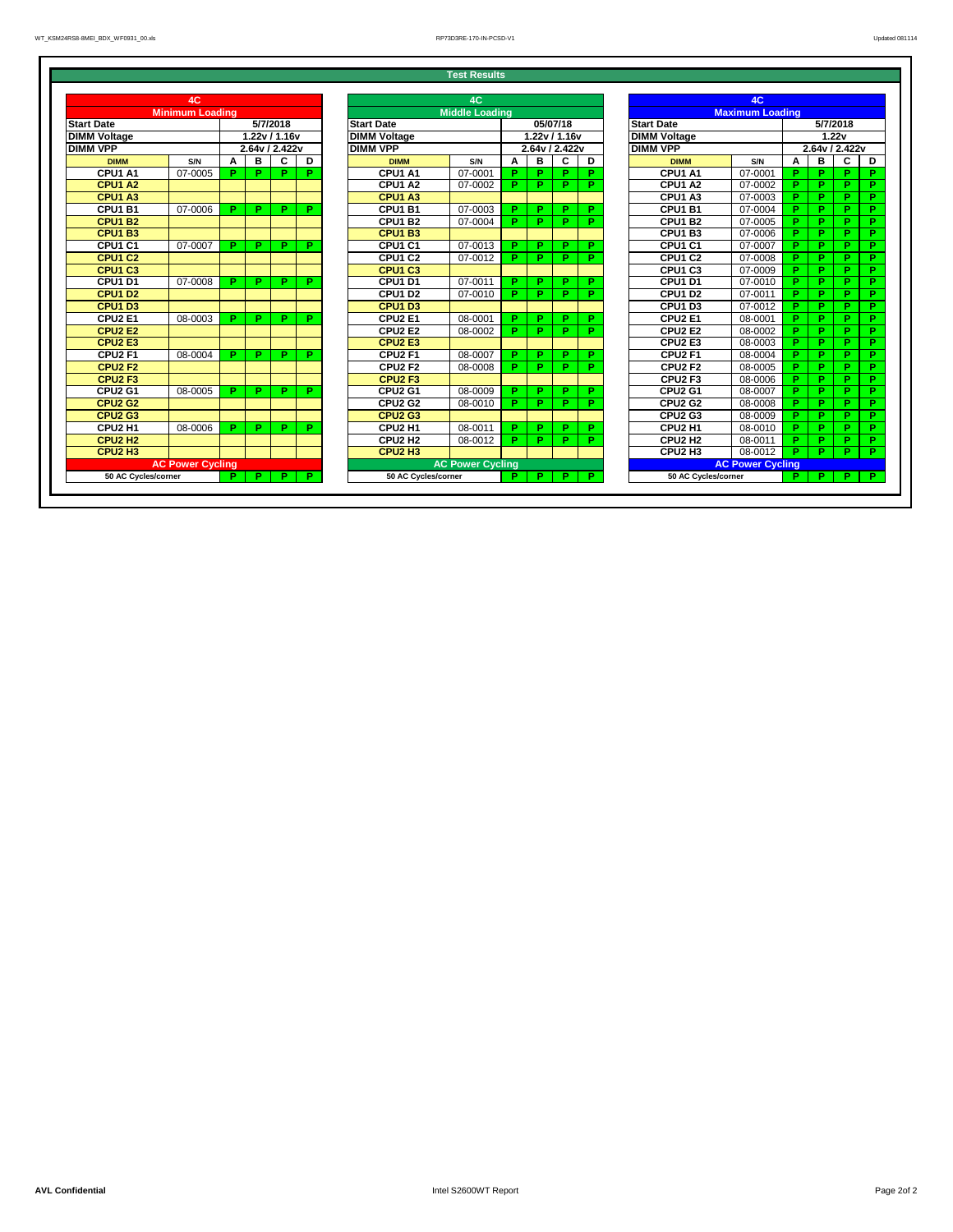## Test Results

### 4C Minimum Loading

| Start Date | | 5/7/2018 | | | |
|---|---|---|---|---|---|
| DIMM Voltage | | 1.22v / 1.16v | | | |
| DIMM VPP | | 2.64v / 2.422v | | | |
| DIMM | S/N | A | B | C | D |
| CPU1 A1 | 07-0005 | P | P | P | P |
| CPU1 A2 | | | | | |
| CPU1 A3 | | | | | |
| CPU1 B1 | 07-0006 | P | P | P | P |
| CPU1 B2 | | | | | |
| CPU1 B3 | | | | | |
| CPU1 C1 | 07-0007 | P | P | P | P |
| CPU1 C2 | | | | | |
| CPU1 C3 | | | | | |
| CPU1 D1 | 07-0008 | P | P | P | P |
| CPU1 D2 | | | | | |
| CPU1 D3 | | | | | |
| CPU2 E1 | 08-0003 | P | P | P | P |
| CPU2 E2 | | | | | |
| CPU2 E3 | | | | | |
| CPU2 F1 | 08-0004 | P | P | P | P |
| CPU2 F2 | | | | | |
| CPU2 F3 | | | | | |
| CPU2 G1 | 08-0005 | P | P | P | P |
| CPU2 G2 | | | | | |
| CPU2 G3 | | | | | |
| CPU2 H1 | 08-0006 | P | P | P | P |
| CPU2 H2 | | | | | |
| CPU2 H3 | | | | | |
| AC Power Cycling | | | | | |
| 50 AC Cycles/corner | | P | P | P | P |

### 4C Middle Loading

| Start Date | | 05/07/18 | | | |
|---|---|---|---|---|---|
| DIMM Voltage | | 1.22v / 1.16v | | | |
| DIMM VPP | | 2.64v / 2.422v | | | |
| DIMM | S/N | A | B | C | D |
| CPU1 A1 | 07-0001 | P | P | P | P |
| CPU1 A2 | 07-0002 | P | P | P | P |
| CPU1 A3 | | | | | |
| CPU1 B1 | 07-0003 | P | P | P | P |
| CPU1 B2 | 07-0004 | P | P | P | P |
| CPU1 B3 | | | | | |
| CPU1 C1 | 07-0013 | P | P | P | P |
| CPU1 C2 | 07-0012 | P | P | P | P |
| CPU1 C3 | | | | | |
| CPU1 D1 | 07-0011 | P | P | P | P |
| CPU1 D2 | 07-0010 | P | P | P | P |
| CPU1 D3 | | | | | |
| CPU2 E1 | 08-0001 | P | P | P | P |
| CPU2 E2 | 08-0002 | P | P | P | P |
| CPU2 E3 | | | | | |
| CPU2 F1 | 08-0007 | P | P | P | P |
| CPU2 F2 | 08-0008 | P | P | P | P |
| CPU2 F3 | | | | | |
| CPU2 G1 | 08-0009 | P | P | P | P |
| CPU2 G2 | 08-0010 | P | P | P | P |
| CPU2 G3 | | | | | |
| CPU2 H1 | 08-0011 | P | P | P | P |
| CPU2 H2 | 08-0012 | P | P | P | P |
| CPU2 H3 | | | | | |
| AC Power Cycling | | | | | |
| 50 AC Cycles/corner | | P | P | P | P |

### 4C Maximum Loading

| Start Date | | 5/7/2018 | | | |
|---|---|---|---|---|---|
| DIMM Voltage | | 1.22v | | | |
| DIMM VPP | | 2.64v / 2.422v | | | |
| DIMM | S/N | A | B | C | D |
| CPU1 A1 | 07-0001 | P | P | P | P |
| CPU1 A2 | 07-0002 | P | P | P | P |
| CPU1 A3 | 07-0003 | P | P | P | P |
| CPU1 B1 | 07-0004 | P | P | P | P |
| CPU1 B2 | 07-0005 | P | P | P | P |
| CPU1 B3 | 07-0006 | P | P | P | P |
| CPU1 C1 | 07-0007 | P | P | P | P |
| CPU1 C2 | 07-0008 | P | P | P | P |
| CPU1 C3 | 07-0009 | P | P | P | P |
| CPU1 D1 | 07-0010 | P | P | P | P |
| CPU1 D2 | 07-0011 | P | P | P | P |
| CPU1 D3 | 07-0012 | P | P | P | P |
| CPU2 E1 | 08-0001 | P | P | P | P |
| CPU2 E2 | 08-0002 | P | P | P | P |
| CPU2 E3 | 08-0003 | P | P | P | P |
| CPU2 F1 | 08-0004 | P | P | P | P |
| CPU2 F2 | 08-0005 | P | P | P | P |
| CPU2 F3 | 08-0006 | P | P | P | P |
| CPU2 G1 | 08-0007 | P | P | P | P |
| CPU2 G2 | 08-0008 | P | P | P | P |
| CPU2 G3 | 08-0009 | P | P | P | P |
| CPU2 H1 | 08-0010 | P | P | P | P |
| CPU2 H2 | 08-0011 | P | P | P | P |
| CPU2 H3 | 08-0012 | P | P | P | P |
| AC Power Cycling | | | | | |
| 50 AC Cycles/corner | | P | P | P | P |